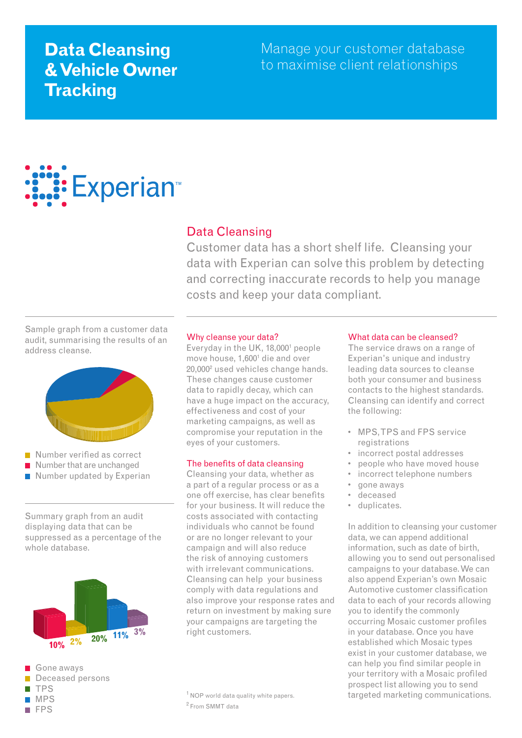# Data Cleansing & Vehicle Owner Tracking

Manage your customer database to maximise client relationships

Experian™

## Data Cleansing

Customer data has a short shelf life. Cleansing your data with Experian can solve this problem by detecting and correcting inaccurate records to help you manage costs and keep your data compliant.

Sample graph from a customer data audit, summarising the results of an address cleanse.

- Number verified as correct
- Number that are unchanged
- Number updated by Experian

Summary graph from an audit displaying data that can be suppressed as a percentage of the whole database.

10% 2% 20% 11% 3%

- Gone aways
- Deceased persons
- TPS
- MPS
- FPS

### Why cleanse your data?

Everyday in the UK, 18,000[1] people move house, 1,600[1] die and over 20,000[2] used vehicles change hands. These changes cause customer data to rapidly decay, which can have a huge impact on the accuracy, effectiveness and cost of your marketing campaigns, as well as compromise your reputation in the eyes of your customers.

### The benefits of data cleansing

Cleansing your data, whether as a part of a regular process or as a one off exercise, has clear benefits for your business. It will reduce the costs associated with contacting individuals who cannot be found or are no longer relevant to your campaign and will also reduce the risk of annoying customers with irrelevant communications. Cleansing can help your business comply with data regulations and also improve your response rates and return on investment by making sure your campaigns are targeting the right customers.

[1] NOP world data quality white papers.

[2] From SMMT data

### What data can be cleansed?

The service draws on a range of Experian's unique and industry leading data sources to cleanse both your consumer and business contacts to the highest standards. Cleansing can identify and correct the following:

- MPS, TPS and FPS service registrations
- incorrect postal addresses
- people who have moved house
- incorrect telephone numbers
- gone aways
- deceased
- duplicates.

In addition to cleansing your customer data, we can append additional information, such as date of birth, allowing you to send out personalised campaigns to your database. We can also append Experian's own Mosaic Automotive customer classification data to each of your records allowing you to identify the commonly occurring Mosaic customer profiles in your database. Once you have established which Mosaic types exist in your customer database, we can help you find similar people in your territory with a Mosaic profiled prospect list allowing you to send targeted marketing communications.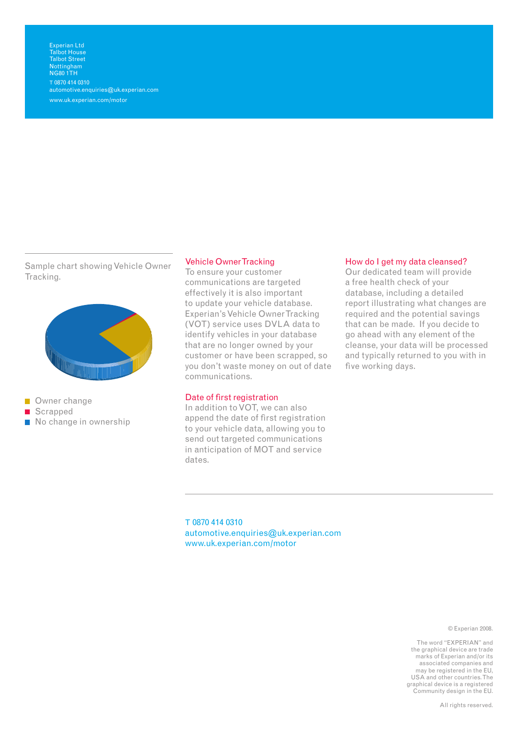Experian Ltd
Talbot House
Talbot Street
Nottingham
NG80 1TH
T 0870 414 0310
automotive.enquiries@uk.experian.com
www.uk.experian.com/motor

Sample chart showing Vehicle Owner Tracking.

Owner change
Scrapped
No change in ownership

## Vehicle Owner Tracking

To ensure your customer communications are targeted effectively it is also important to update your vehicle database. Experian's Vehicle Owner Tracking (VOT) service uses DVLA data to identify vehicles in your database that are no longer owned by your customer or have been scrapped, so you don't waste money on out of date communications.

## Date of first registration

In addition to VOT, we can also append the date of first registration to your vehicle data, allowing you to send out targeted communications in anticipation of MOT and service dates.

## How do I get my data cleansed?

Our dedicated team will provide a free health check of your database, including a detailed report illustrating what changes are required and the potential savings that can be made. If you decide to go ahead with any element of the cleanse, your data will be processed and typically returned to you with in five working days.

T 0870 414 0310
automotive.enquiries@uk.experian.com
www.uk.experian.com/motor

© Experian 2008.

The word "EXPERIAN" and the graphical device are trade marks of Experian and/or its associated companies and may be registered in the EU, USA and other countries. The graphical device is a registered Community design in the EU.

All rights reserved.